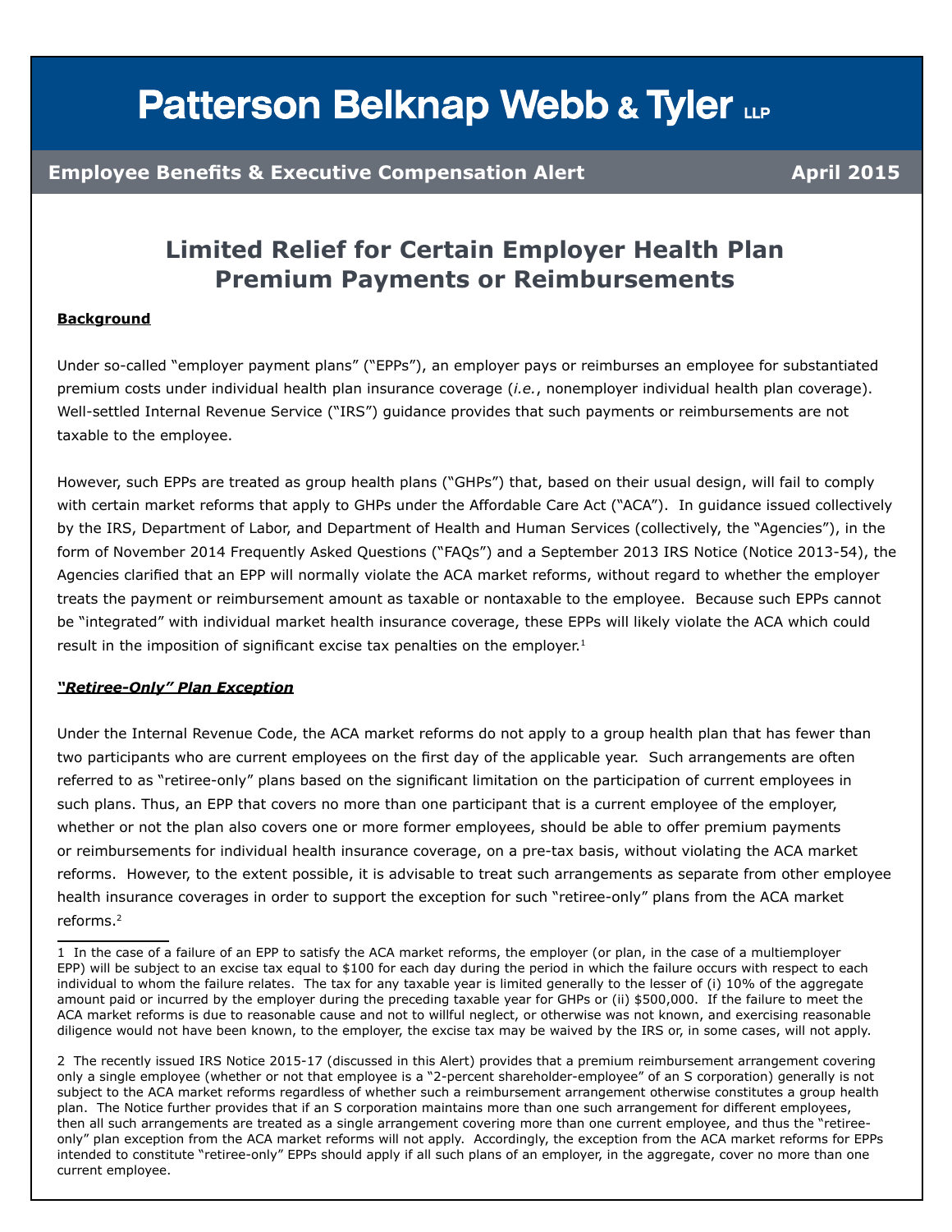# Patterson Belknap Webb & Tyler LLP

**Employee Benefits & Executive Compensation Alert** **April 2015**

## Limited Relief for Certain Employer Health Plan Premium Payments or Reimbursements

**Background**

Under so-called "employer payment plans" ("EPPs"), an employer pays or reimburses an employee for substantiated premium costs under individual health plan insurance coverage (*i.e.*, nonemployer individual health plan coverage). Well-settled Internal Revenue Service ("IRS") guidance provides that such payments or reimbursements are not taxable to the employee.

However, such EPPs are treated as group health plans ("GHPs") that, based on their usual design, will fail to comply with certain market reforms that apply to GHPs under the Affordable Care Act ("ACA"). In guidance issued collectively by the IRS, Department of Labor, and Department of Health and Human Services (collectively, the "Agencies"), in the form of November 2014 Frequently Asked Questions ("FAQs") and a September 2013 IRS Notice (Notice 2013-54), the Agencies clarified that an EPP will normally violate the ACA market reforms, without regard to whether the employer treats the payment or reimbursement amount as taxable or nontaxable to the employee. Because such EPPs cannot be "integrated" with individual market health insurance coverage, these EPPs will likely violate the ACA which could result in the imposition of significant excise tax penalties on the employer.[1]

***"Retiree-Only" Plan Exception***

Under the Internal Revenue Code, the ACA market reforms do not apply to a group health plan that has fewer than two participants who are current employees on the first day of the applicable year. Such arrangements are often referred to as "retiree-only" plans based on the significant limitation on the participation of current employees in such plans. Thus, an EPP that covers no more than one participant that is a current employee of the employer, whether or not the plan also covers one or more former employees, should be able to offer premium payments or reimbursements for individual health insurance coverage, on a pre-tax basis, without violating the ACA market reforms. However, to the extent possible, it is advisable to treat such arrangements as separate from other employee health insurance coverages in order to support the exception for such "retiree-only" plans from the ACA market reforms.[2]

---

1 In the case of a failure of an EPP to satisfy the ACA market reforms, the employer (or plan, in the case of a multiemployer EPP) will be subject to an excise tax equal to $100 for each day during the period in which the failure occurs with respect to each individual to whom the failure relates. The tax for any taxable year is limited generally to the lesser of (i) 10% of the aggregate amount paid or incurred by the employer during the preceding taxable year for GHPs or (ii) $500,000. If the failure to meet the ACA market reforms is due to reasonable cause and not to willful neglect, or otherwise was not known, and exercising reasonable diligence would not have been known, to the employer, the excise tax may be waived by the IRS or, in some cases, will not apply.

2 The recently issued IRS Notice 2015-17 (discussed in this Alert) provides that a premium reimbursement arrangement covering only a single employee (whether or not that employee is a "2-percent shareholder-employee" of an S corporation) generally is not subject to the ACA market reforms regardless of whether such a reimbursement arrangement otherwise constitutes a group health plan. The Notice further provides that if an S corporation maintains more than one such arrangement for different employees, then all such arrangements are treated as a single arrangement covering more than one current employee, and thus the "retiree-only" plan exception from the ACA market reforms will not apply. Accordingly, the exception from the ACA market reforms for EPPs intended to constitute "retiree-only" EPPs should apply if all such plans of an employer, in the aggregate, cover no more than one current employee.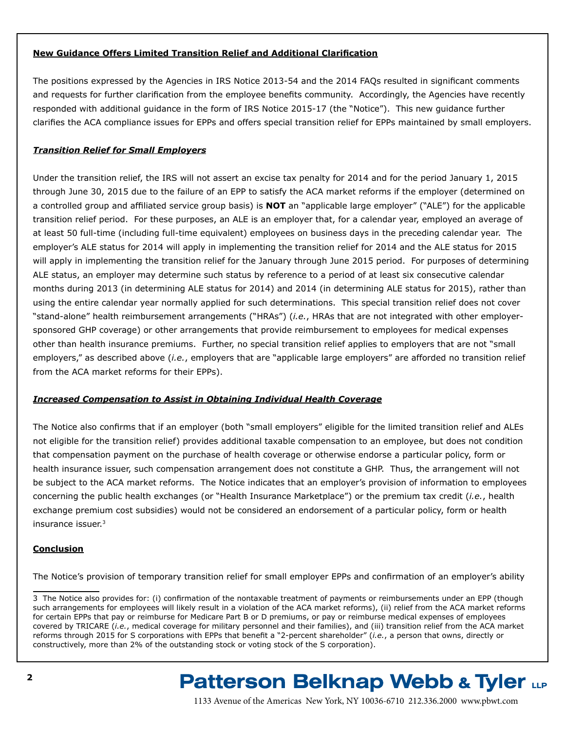**New Guidance Offers Limited Transition Relief and Additional Clarification**

The positions expressed by the Agencies in IRS Notice 2013-54 and the 2014 FAQs resulted in significant comments and requests for further clarification from the employee benefits community. Accordingly, the Agencies have recently responded with additional guidance in the form of IRS Notice 2015-17 (the "Notice"). This new guidance further clarifies the ACA compliance issues for EPPs and offers special transition relief for EPPs maintained by small employers.

***Transition Relief for Small Employers***

Under the transition relief, the IRS will not assert an excise tax penalty for 2014 and for the period January 1, 2015 through June 30, 2015 due to the failure of an EPP to satisfy the ACA market reforms if the employer (determined on a controlled group and affiliated service group basis) is **NOT** an "applicable large employer" ("ALE") for the applicable transition relief period. For these purposes, an ALE is an employer that, for a calendar year, employed an average of at least 50 full-time (including full-time equivalent) employees on business days in the preceding calendar year. The employer's ALE status for 2014 will apply in implementing the transition relief for 2014 and the ALE status for 2015 will apply in implementing the transition relief for the January through June 2015 period. For purposes of determining ALE status, an employer may determine such status by reference to a period of at least six consecutive calendar months during 2013 (in determining ALE status for 2014) and 2014 (in determining ALE status for 2015), rather than using the entire calendar year normally applied for such determinations. This special transition relief does not cover "stand-alone" health reimbursement arrangements ("HRAs") (*i.e.*, HRAs that are not integrated with other employer-sponsored GHP coverage) or other arrangements that provide reimbursement to employees for medical expenses other than health insurance premiums. Further, no special transition relief applies to employers that are not "small employers," as described above (*i.e.*, employers that are "applicable large employers" are afforded no transition relief from the ACA market reforms for their EPPs).

***Increased Compensation to Assist in Obtaining Individual Health Coverage***

The Notice also confirms that if an employer (both "small employers" eligible for the limited transition relief and ALEs not eligible for the transition relief) provides additional taxable compensation to an employee, but does not condition that compensation payment on the purchase of health coverage or otherwise endorse a particular policy, form or health insurance issuer, such compensation arrangement does not constitute a GHP. Thus, the arrangement will not be subject to the ACA market reforms. The Notice indicates that an employer's provision of information to employees concerning the public health exchanges (or "Health Insurance Marketplace") or the premium tax credit (*i.e.*, health exchange premium cost subsidies) would not be considered an endorsement of a particular policy, form or health insurance issuer.[3]

**Conclusion**

The Notice's provision of temporary transition relief for small employer EPPs and confirmation of an employer's ability

---

[3] The Notice also provides for: (i) confirmation of the nontaxable treatment of payments or reimbursements under an EPP (though such arrangements for employees will likely result in a violation of the ACA market reforms), (ii) relief from the ACA market reforms for certain EPPs that pay or reimburse for Medicare Part B or D premiums, or pay or reimburse medical expenses of employees covered by TRICARE (*i.e.*, medical coverage for military personnel and their families), and (iii) transition relief from the ACA market reforms through 2015 for S corporations with EPPs that benefit a "2-percent shareholder" (*i.e.*, a person that owns, directly or constructively, more than 2% of the outstanding stock or voting stock of the S corporation).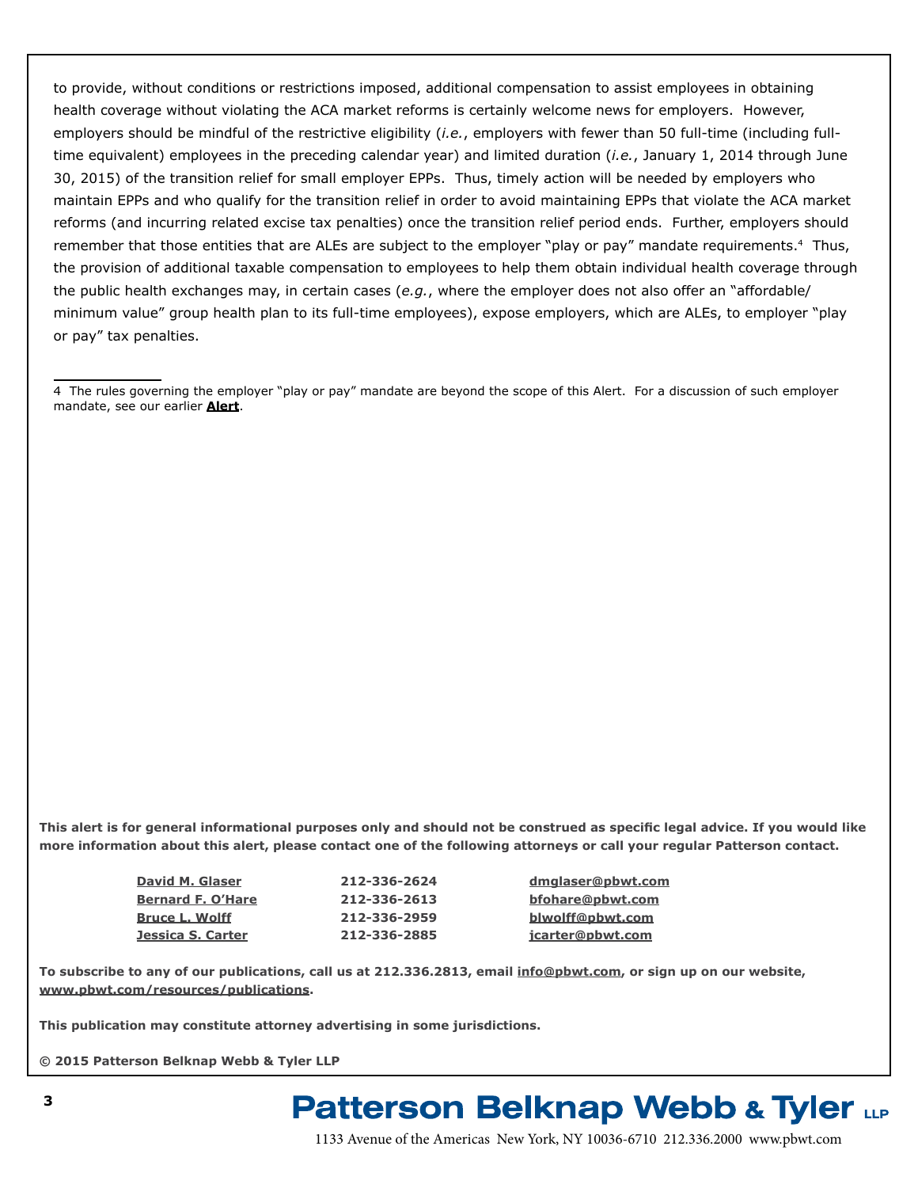to provide, without conditions or restrictions imposed, additional compensation to assist employees in obtaining health coverage without violating the ACA market reforms is certainly welcome news for employers. However, employers should be mindful of the restrictive eligibility (*i.e.*, employers with fewer than 50 full-time (including full-time equivalent) employees in the preceding calendar year) and limited duration (*i.e.*, January 1, 2014 through June 30, 2015) of the transition relief for small employer EPPs. Thus, timely action will be needed by employers who maintain EPPs and who qualify for the transition relief in order to avoid maintaining EPPs that violate the ACA market reforms (and incurring related excise tax penalties) once the transition relief period ends. Further, employers should remember that those entities that are ALEs are subject to the employer "play or pay" mandate requirements.[4] Thus, the provision of additional taxable compensation to employees to help them obtain individual health coverage through the public health exchanges may, in certain cases (*e.g.*, where the employer does not also offer an "affordable/minimum value" group health plan to its full-time employees), expose employers, which are ALEs, to employer "play or pay" tax penalties.

---

4 The rules governing the employer "play or pay" mandate are beyond the scope of this Alert. For a discussion of such employer mandate, see our earlier **Alert**.

**This alert is for general informational purposes only and should not be construed as specific legal advice. If you would like more information about this alert, please contact one of the following attorneys or call your regular Patterson contact.**

| | | |
|---|---|---|
| **David M. Glaser** | **212-336-2624** | **dmglaser@pbwt.com** |
| **Bernard F. O'Hare** | **212-336-2613** | **bfohare@pbwt.com** |
| **Bruce L. Wolff** | **212-336-2959** | **blwolff@pbwt.com** |
| **Jessica S. Carter** | **212-336-2885** | **jcarter@pbwt.com** |

**To subscribe to any of our publications, call us at 212.336.2813, email info@pbwt.com, or sign up on our website, www.pbwt.com/resources/publications.**

**This publication may constitute attorney advertising in some jurisdictions.**

**© 2015 Patterson Belknap Webb & Tyler LLP**

**Patterson Belknap Webb & Tyler LLP**

1133 Avenue of the Americas New York, NY 10036-6710 212.336.2000 www.pbwt.com